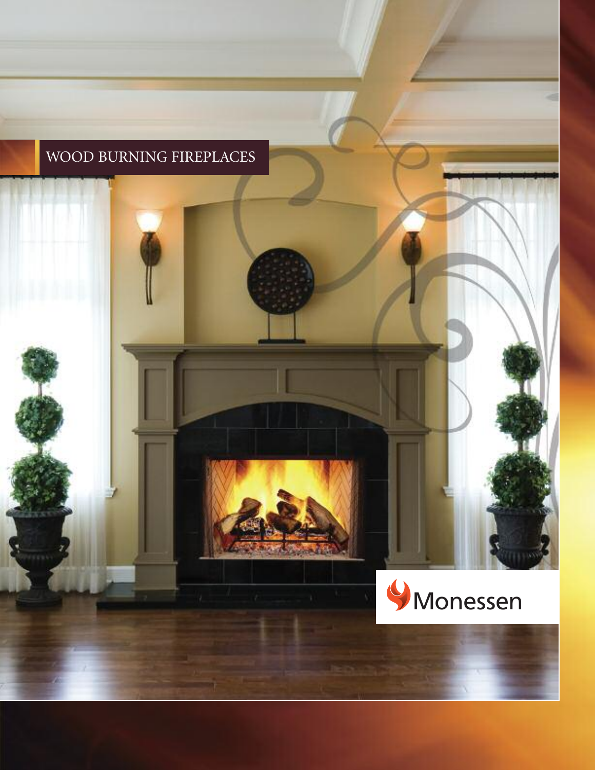# WOOD BURNING FIREPLACES

Monessen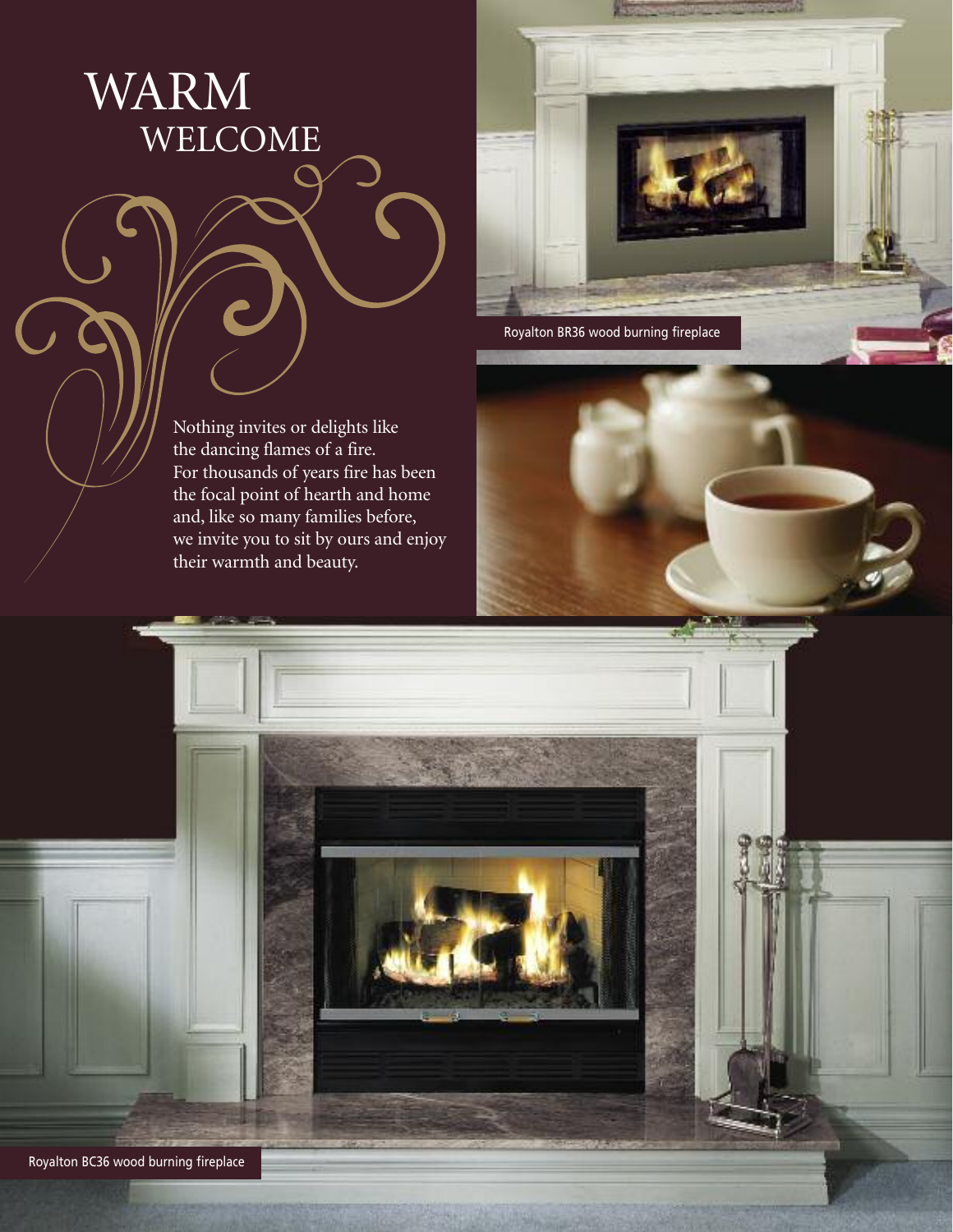# WARM WELCOME

Nothing invites or delights like the dancing flames of a fire. For thousands of years fire has been the focal point of hearth and home and, like so many families before, we invite you to sit by ours and enjoy their warmth and beauty.

Royalton BR36 wood burning fireplace

Royalton BC36 wood burning fireplace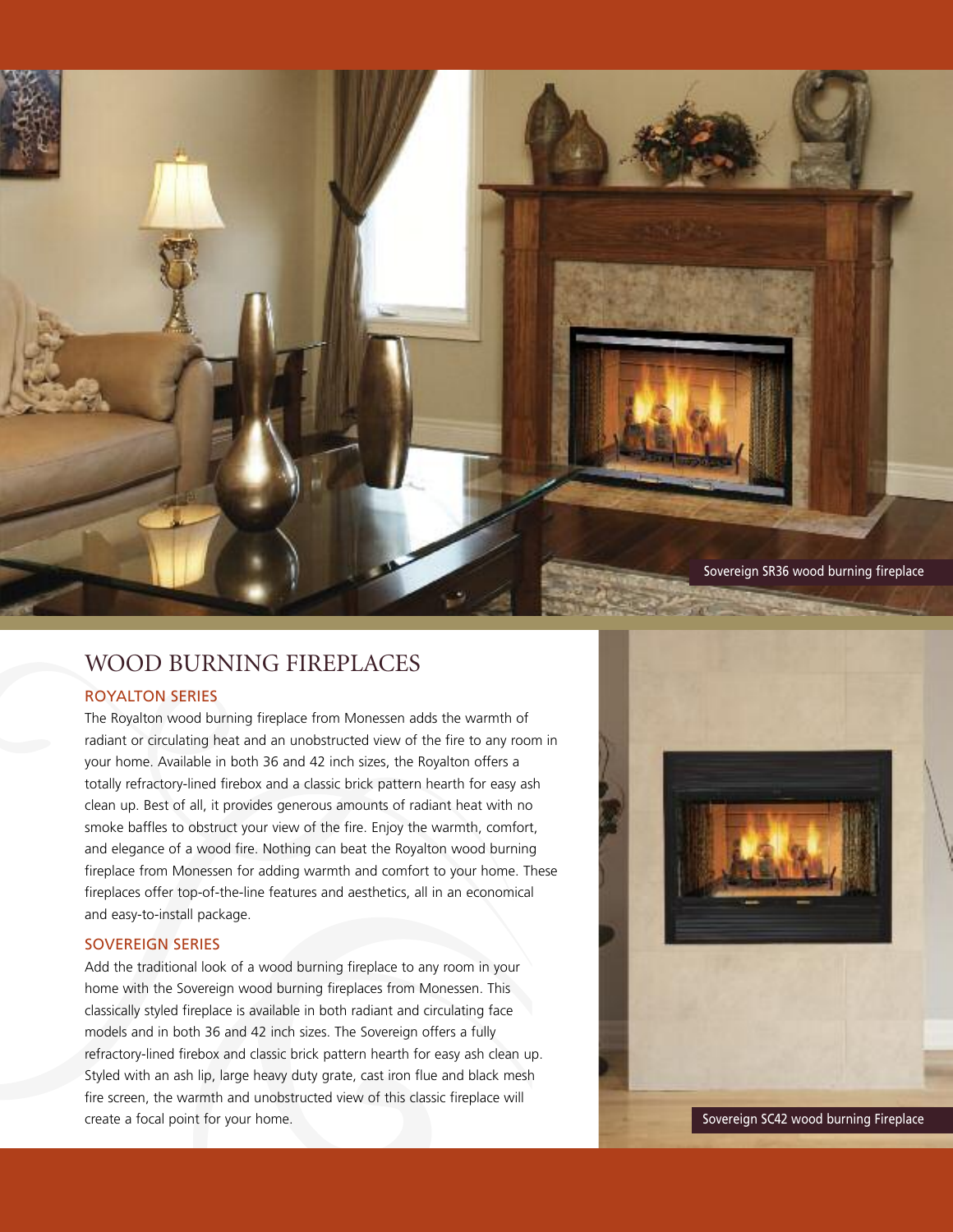Sovereign SR36 wood burning fireplace

# WOOD BURNING FIREPLACES

## ROYALTON SERIES

The Royalton wood burning fireplace from Monessen adds the warmth of radiant or circulating heat and an unobstructed view of the fire to any room in your home. Available in both 36 and 42 inch sizes, the Royalton offers a totally refractory-lined firebox and a classic brick pattern hearth for easy ash clean up. Best of all, it provides generous amounts of radiant heat with no smoke baffles to obstruct your view of the fire. Enjoy the warmth, comfort, and elegance of a wood fire. Nothing can beat the Royalton wood burning fireplace from Monessen for adding warmth and comfort to your home. These fireplaces offer top-of-the-line features and aesthetics, all in an economical and easy-to-install package.

## SOVEREIGN SERIES

Add the traditional look of a wood burning fireplace to any room in your home with the Sovereign wood burning fireplaces from Monessen. This classically styled fireplace is available in both radiant and circulating face models and in both 36 and 42 inch sizes. The Sovereign offers a fully refractory-lined firebox and classic brick pattern hearth for easy ash clean up. Styled with an ash lip, large heavy duty grate, cast iron flue and black mesh fire screen, the warmth and unobstructed view of this classic fireplace will create a focal point for your home.

Sovereign SC42 wood burning Fireplace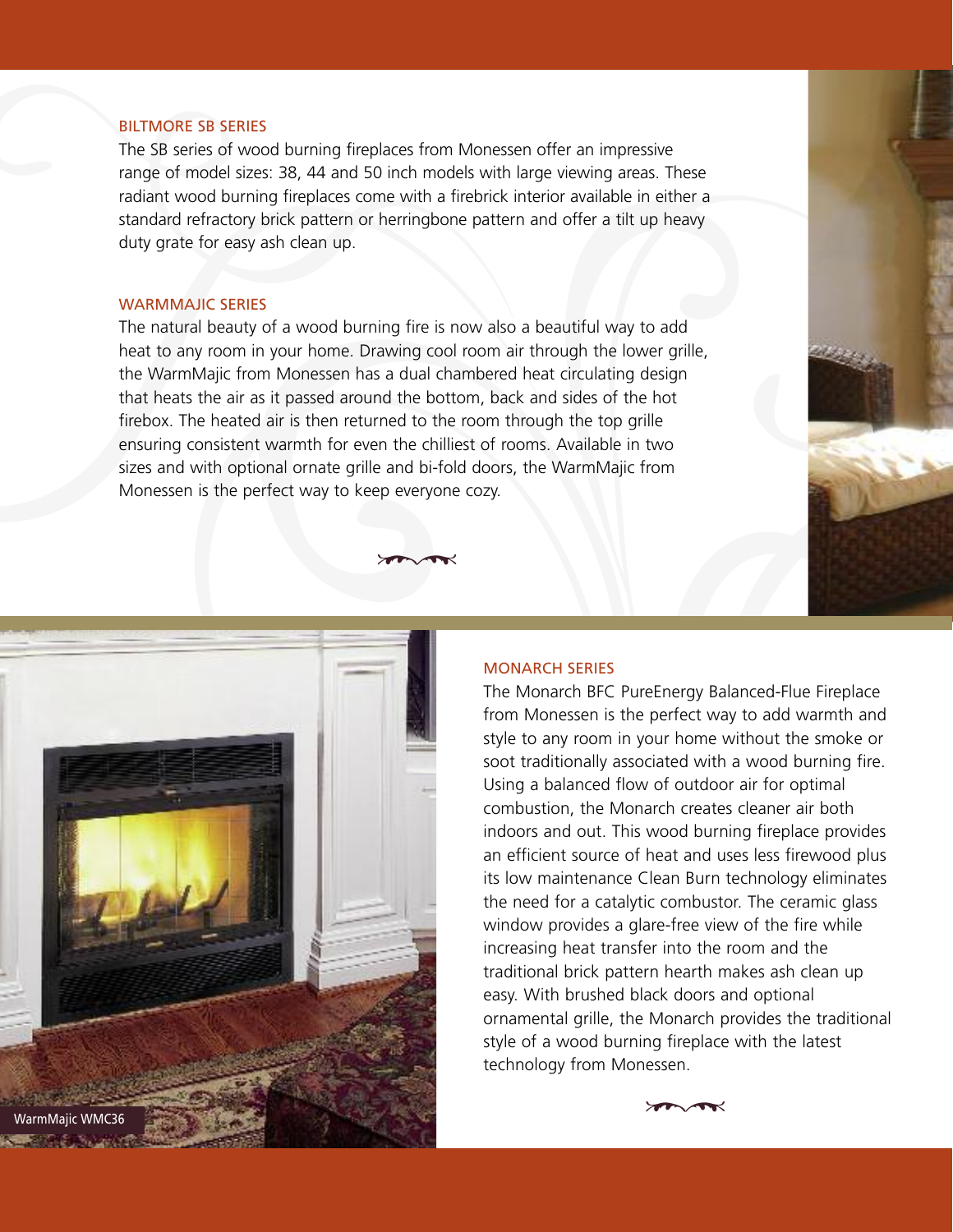## BILTMORE SB SERIES

The SB series of wood burning fireplaces from Monessen offer an impressive range of model sizes: 38, 44 and 50 inch models with large viewing areas. These radiant wood burning fireplaces come with a firebrick interior available in either a standard refractory brick pattern or herringbone pattern and offer a tilt up heavy duty grate for easy ash clean up.

## WARMMAJIC SERIES

The natural beauty of a wood burning fire is now also a beautiful way to add heat to any room in your home. Drawing cool room air through the lower grille, the WarmMajic from Monessen has a dual chambered heat circulating design that heats the air as it passed around the bottom, back and sides of the hot firebox. The heated air is then returned to the room through the top grille ensuring consistent warmth for even the chilliest of rooms. Available in two sizes and with optional ornate grille and bi-fold doors, the WarmMajic from Monessen is the perfect way to keep everyone cozy.

WarmMajic WMC36

## MONARCH SERIES

The Monarch BFC PureEnergy Balanced-Flue Fireplace from Monessen is the perfect way to add warmth and style to any room in your home without the smoke or soot traditionally associated with a wood burning fire. Using a balanced flow of outdoor air for optimal combustion, the Monarch creates cleaner air both indoors and out. This wood burning fireplace provides an efficient source of heat and uses less firewood plus its low maintenance Clean Burn technology eliminates the need for a catalytic combustor. The ceramic glass window provides a glare-free view of the fire while increasing heat transfer into the room and the traditional brick pattern hearth makes ash clean up easy. With brushed black doors and optional ornamental grille, the Monarch provides the traditional style of a wood burning fireplace with the latest technology from Monessen.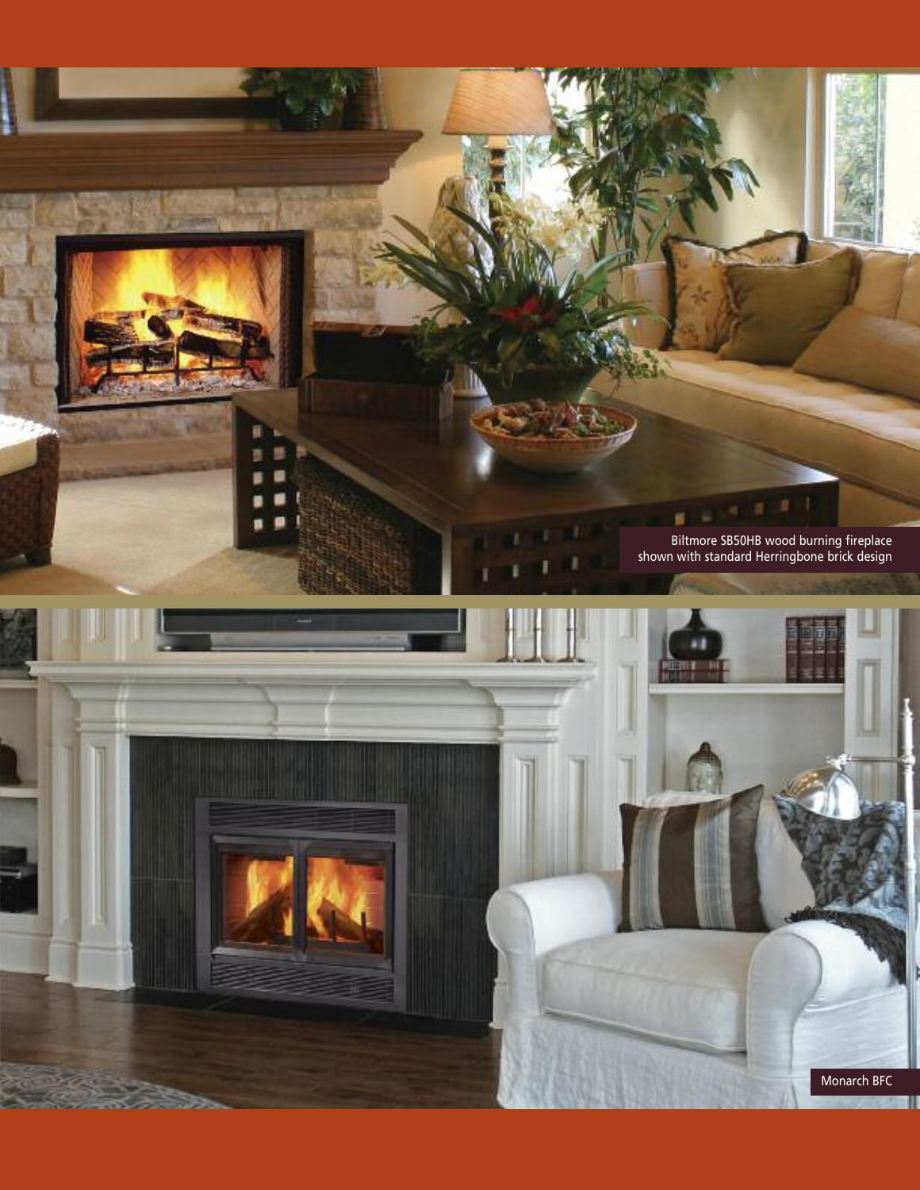Biltmore SB50HB wood burning fireplace shown with standard Herringbone brick design

Monarch BFC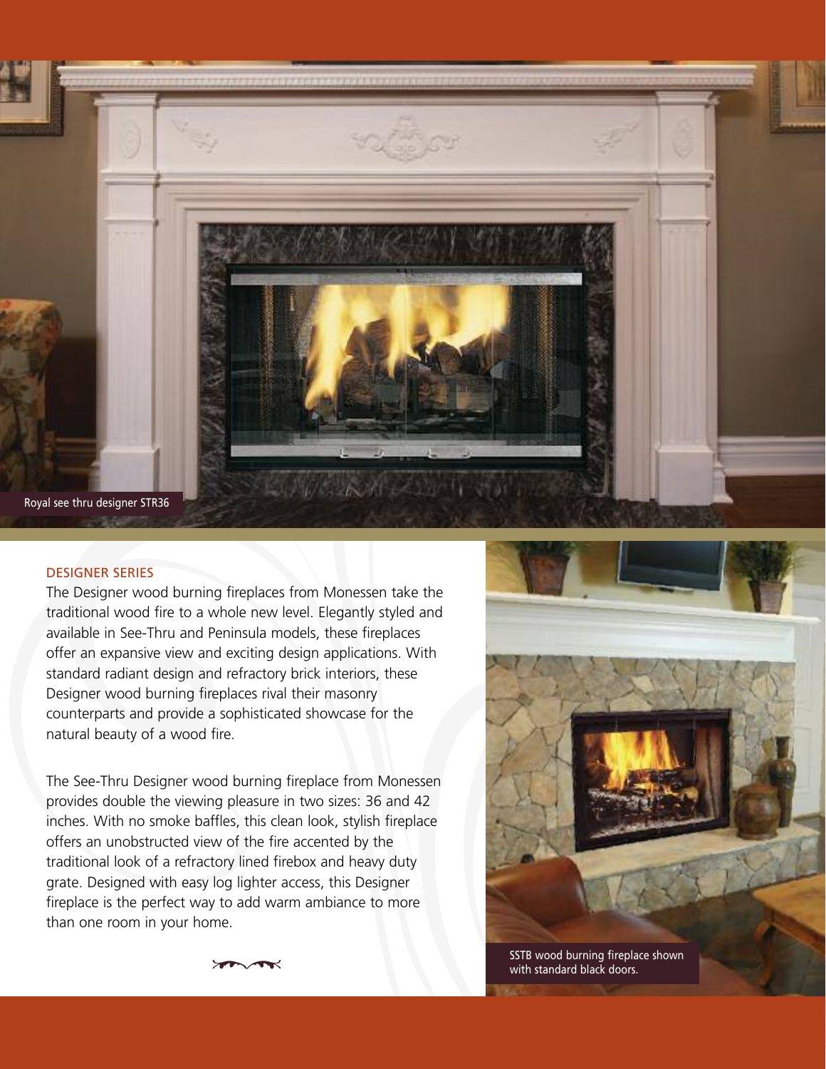Royal see thru designer STR36

## DESIGNER SERIES

The Designer wood burning fireplaces from Monessen take the traditional wood fire to a whole new level. Elegantly styled and available in See-Thru and Peninsula models, these fireplaces offer an expansive view and exciting design applications. With standard radiant design and refractory brick interiors, these Designer wood burning fireplaces rival their masonry counterparts and provide a sophisticated showcase for the natural beauty of a wood fire.

The See-Thru Designer wood burning fireplace from Monessen provides double the viewing pleasure in two sizes: 36 and 42 inches. With no smoke baffles, this clean look, stylish fireplace offers an unobstructed view of the fire accented by the traditional look of a refractory lined firebox and heavy duty grate. Designed with easy log lighter access, this Designer fireplace is the perfect way to add warm ambiance to more than one room in your home.

SSTB wood burning fireplace shown with standard black doors.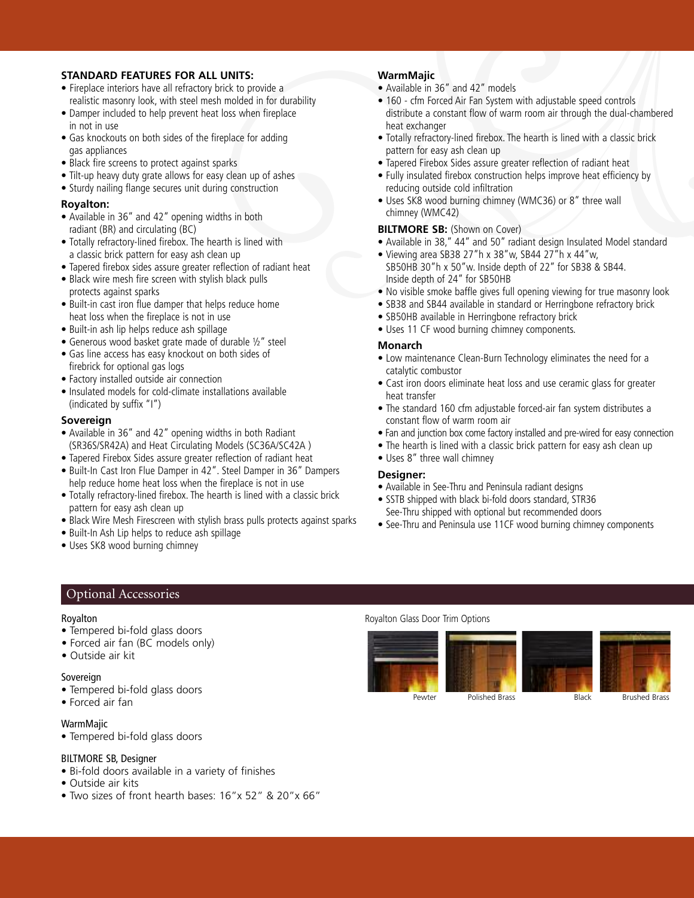**STANDARD FEATURES FOR ALL UNITS:**

- Fireplace interiors have all refractory brick to provide a realistic masonry look, with steel mesh molded in for durability
- Damper included to help prevent heat loss when fireplace in not in use
- Gas knockouts on both sides of the fireplace for adding gas appliances
- Black fire screens to protect against sparks
- Tilt-up heavy duty grate allows for easy clean up of ashes
- Sturdy nailing flange secures unit during construction

**Royalton:**

- Available in 36" and 42" opening widths in both radiant (BR) and circulating (BC)
- Totally refractory-lined firebox. The hearth is lined with a classic brick pattern for easy ash clean up
- Tapered firebox sides assure greater reflection of radiant heat
- Black wire mesh fire screen with stylish black pulls protects against sparks
- Built-in cast iron flue damper that helps reduce home heat loss when the fireplace is not in use
- Built-in ash lip helps reduce ash spillage
- Generous wood basket grate made of durable ½" steel
- Gas line access has easy knockout on both sides of firebrick for optional gas logs
- Factory installed outside air connection
- Insulated models for cold-climate installations available (indicated by suffix "I")

**Sovereign**

- Available in 36" and 42" opening widths in both Radiant (SR36S/SR42A) and Heat Circulating Models (SC36A/SC42A )
- Tapered Firebox Sides assure greater reflection of radiant heat
- Built-In Cast Iron Flue Damper in 42". Steel Damper in 36" Dampers help reduce home heat loss when the fireplace is not in use
- Totally refractory-lined firebox. The hearth is lined with a classic brick pattern for easy ash clean up
- Black Wire Mesh Firescreen with stylish brass pulls protects against sparks
- Built-In Ash Lip helps to reduce ash spillage
- Uses SK8 wood burning chimney

**WarmMajic**

- Available in 36" and 42" models
- 160 - cfm Forced Air Fan System with adjustable speed controls distribute a constant flow of warm room air through the dual-chambered heat exchanger
- Totally refractory-lined firebox. The hearth is lined with a classic brick pattern for easy ash clean up
- Tapered Firebox Sides assure greater reflection of radiant heat
- Fully insulated firebox construction helps improve heat efficiency by reducing outside cold infiltration
- Uses SK8 wood burning chimney (WMC36) or 8" three wall chimney (WMC42)

**BILTMORE SB:** (Shown on Cover)

- Available in 38," 44" and 50" radiant design Insulated Model standard
- Viewing area SB38 27"h x 38"w, SB44 27"h x 44"w, SB50HB 30"h x 50"w. Inside depth of 22" for SB38 & SB44. Inside depth of 24" for SB50HB
- No visible smoke baffle gives full opening viewing for true masonry look
- SB38 and SB44 available in standard or Herringbone refractory brick
- SB50HB available in Herringbone refractory brick
- Uses 11 CF wood burning chimney components.

**Monarch**

- Low maintenance Clean-Burn Technology eliminates the need for a catalytic combustor
- Cast iron doors eliminate heat loss and use ceramic glass for greater heat transfer
- The standard 160 cfm adjustable forced-air fan system distributes a constant flow of warm room air
- Fan and junction box come factory installed and pre-wired for easy connection
- The hearth is lined with a classic brick pattern for easy ash clean up
- Uses 8" three wall chimney

**Designer:**

- Available in See-Thru and Peninsula radiant designs
- SSTB shipped with black bi-fold doors standard, STR36 See-Thru shipped with optional but recommended doors
- See-Thru and Peninsula use 11CF wood burning chimney components

## Optional Accessories

Royalton

- Tempered bi-fold glass doors
- Forced air fan (BC models only)
- Outside air kit

Sovereign

- Tempered bi-fold glass doors
- Forced air fan

WarmMajic

- Tempered bi-fold glass doors

BILTMORE SB, Designer

- Bi-fold doors available in a variety of finishes
- Outside air kits
- Two sizes of front hearth bases: 16"x 52" & 20"x 66"

Royalton Glass Door Trim Options

Pewter | Polished Brass | Black | Brushed Brass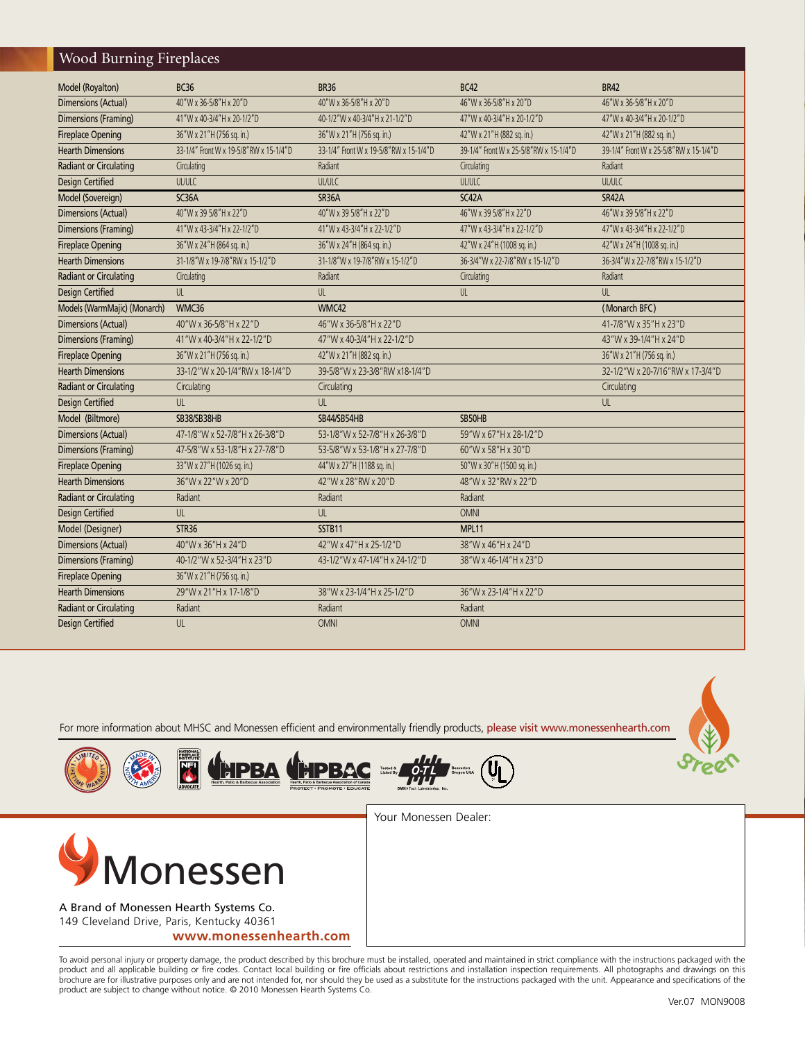## Wood Burning Fireplaces

| | | | | |
|---|---|---|---|---|
| Model (Royalton) | BC36 | BR36 | BC42 | BR42 |
| Dimensions (Actual) | 40"W x 36-5/8"H x 20"D | 40"W x 36-5/8"H x 20"D | 46"W x 36-5/8"H x 20"D | 46"W x 36-5/8"H x 20"D |
| Dimensions (Framing) | 41"W x 40-3/4"H x 20-1/2"D | 40-1/2"W x 40-3/4"H x 21-1/2"D | 47"W x 40-3/4"H x 20-1/2"D | 47"W x 40-3/4"H x 20-1/2"D |
| Fireplace Opening | 36"W x 21"H (756 sq. in.) | 36"W x 21"H (756 sq. in.) | 42"W x 21"H (882 sq. in.) | 42"W x 21"H (882 sq. in.) |
| Hearth Dimensions | 33-1/4" Front W x 19-5/8"RW x 15-1/4"D | 33-1/4" Front W x 19-5/8"RW x 15-1/4"D | 39-1/4" Front W x 25-5/8"RW x 15-1/4"D | 39-1/4" Front W x 25-5/8"RW x 15-1/4"D |
| Radiant or Circulating | Circulating | Radiant | Circulating | Radiant |
| Design Certified | UL/ULC | UL/ULC | UL/ULC | UL/ULC |
| Model (Sovereign) | SC36A | SR36A | SC42A | SR42A |
| Dimensions (Actual) | 40"W x 39 5/8"H x 22"D | 40"W x 39 5/8"H x 22"D | 46"W x 39 5/8"H x 22"D | 46"W x 39 5/8"H x 22"D |
| Dimensions (Framing) | 41"W x 43-3/4"H x 22-1/2"D | 41"W x 43-3/4"H x 22-1/2"D | 47"W x 43-3/4"H x 22-1/2"D | 47"W x 43-3/4"H x 22-1/2"D |
| Fireplace Opening | 36"W x 24"H (864 sq. in.) | 36"W x 24"H (864 sq. in.) | 42"W x 24"H (1008 sq. in.) | 42"W x 24"H (1008 sq. in.) |
| Hearth Dimensions | 31-1/8"W x 19-7/8"RW x 15-1/2"D | 31-1/8"W x 19-7/8"RW x 15-1/2"D | 36-3/4"W x 22-7/8"RW x 15-1/2"D | 36-3/4"W x 22-7/8"RW x 15-1/2"D |
| Radiant or Circulating | Circulating | Radiant | Circulating | Radiant |
| Design Certified | UL | UL | UL | UL |
| Models (WarmMajic) (Monarch) | WMC36 | WMC42 | | (Monarch BFC) |
| Dimensions (Actual) | 40"W x 36-5/8"H x 22"D | 46"W x 36-5/8"H x 22"D | | 41-7/8"W x 35"H x 23"D |
| Dimensions (Framing) | 41"W x 40-3/4"H x 22-1/2"D | 47"W x 40-3/4"H x 22-1/2"D | | 43"W x 39-1/4"H x 24"D |
| Fireplace Opening | 36"W x 21"H (756 sq. in.) | 42"W x 21"H (882 sq. in.) | | 36"W x 21"H (756 sq. in.) |
| Hearth Dimensions | 33-1/2"W x 20-1/4"RW x 18-1/4"D | 39-5/8"W x 23-3/8"RW x18-1/4"D | | 32-1/2"W x 20-7/16"RW x 17-3/4"D |
| Radiant or Circulating | Circulating | Circulating | | Circulating |
| Design Certified | UL | UL | | UL |
| Model (Biltmore) | SB38/SB38HB | SB44/SB54HB | SB50HB | |
| Dimensions (Actual) | 47-1/8"W x 52-7/8"H x 26-3/8"D | 53-1/8"W x 52-7/8"H x 26-3/8"D | 59"W x 67"H x 28-1/2"D | |
| Dimensions (Framing) | 47-5/8"W x 53-1/8"H x 27-7/8"D | 53-5/8"W x 53-1/8"H x 27-7/8"D | 60"W x 58"H x 30"D | |
| Fireplace Opening | 33"W x 27"H (1026 sq. in.) | 44"W x 27"H (1188 sq. in.) | 50"W x 30"H (1500 sq. in.) | |
| Hearth Dimensions | 36"W x 22"W x 20"D | 42"W x 28"RW x 20"D | 48"W x 32"RW x 22"D | |
| Radiant or Circulating | Radiant | Radiant | Radiant | |
| Design Certified | UL | UL | OMNI | |
| Model (Designer) | STR36 | SSTB11 | MPL11 | |
| Dimensions (Actual) | 40"W x 36"H x 24"D | 42"W x 47"H x 25-1/2"D | 38"W x 46"H x 24"D | |
| Dimensions (Framing) | 40-1/2"W x 52-3/4"H x 23"D | 43-1/2"W x 47-1/4"H x 24-1/2"D | 38"W x 46-1/4"H x 23"D | |
| Fireplace Opening | 36"W x 21"H (756 sq. in.) | | | |
| Hearth Dimensions | 29"W x 21"H x 17-1/8"D | 38"W x 23-1/4"H x 25-1/2"D | 36"W x 23-1/4"H x 22"D | |
| Radiant or Circulating | Radiant | Radiant | Radiant | |
| Design Certified | UL | OMNI | OMNI | |

For more information about MHSC and Monessen efficient and environmentally friendly products, please visit www.monessenhearth.com

Your Monessen Dealer:

Monessen

A Brand of Monessen Hearth Systems Co.
149 Cleveland Drive, Paris, Kentucky 40361
www.monessenhearth.com

To avoid personal injury or property damage, the product described by this brochure must be installed, operated and maintained in strict compliance with the instructions packaged with the product and all applicable building or fire codes. Contact local building or fire officials about restrictions and installation inspection requirements. All photographs and drawings on this brochure are for illustrative purposes only and are not intended for, nor should they be used as a substitute for the instructions packaged with the unit. Appearance and specifications of the product are subject to change without notice. © 2010 Monessen Hearth Systems Co.

Ver.07 MON9008